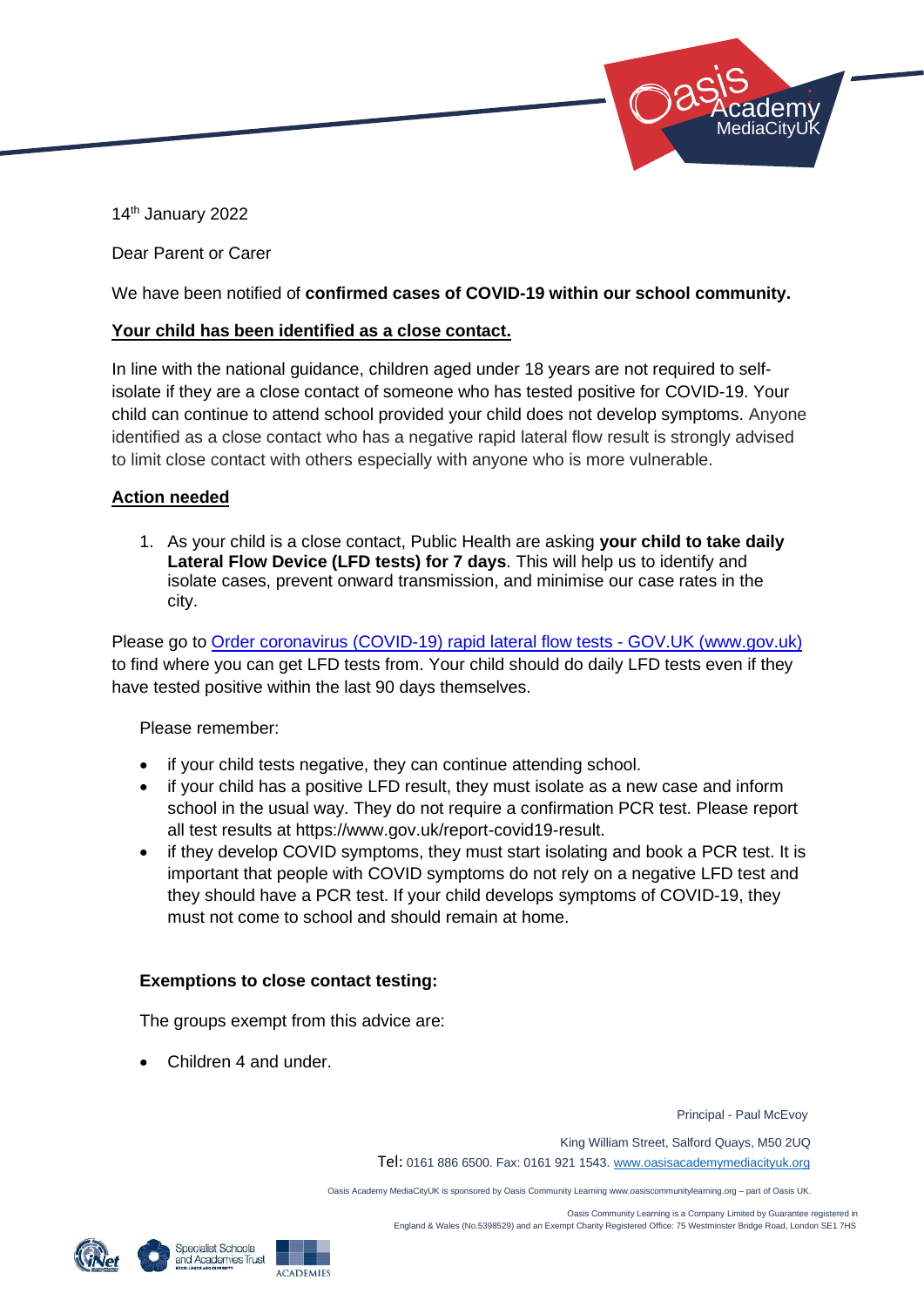14th January 2022

Dear Parent or Carer

We have been notified of **confirmed cases of COVID-19 within our school community.**

**Your child has been identified as a close contact.**

In line with the national guidance, children aged under 18 years are not required to self-isolate if they are a close contact of someone who has tested positive for COVID-19. Your child can continue to attend school provided your child does not develop symptoms. Anyone identified as a close contact who has a negative rapid lateral flow result is strongly advised to limit close contact with others especially with anyone who is more vulnerable.

**Action needed**

1. As your child is a close contact, Public Health are asking **your child to take daily Lateral Flow Device (LFD tests) for 7 days**. This will help us to identify and isolate cases, prevent onward transmission, and minimise our case rates in the city.

Please go to [Order coronavirus (COVID-19) rapid lateral flow tests - GOV.UK (www.gov.uk)](https://www.gov.uk) to find where you can get LFD tests from. Your child should do daily LFD tests even if they have tested positive within the last 90 days themselves.

Please remember:

- if your child tests negative, they can continue attending school.
- if your child has a positive LFD result, they must isolate as a new case and inform school in the usual way. They do not require a confirmation PCR test. Please report all test results at https://www.gov.uk/report-covid19-result.
- if they develop COVID symptoms, they must start isolating and book a PCR test. It is important that people with COVID symptoms do not rely on a negative LFD test and they should have a PCR test. If your child develops symptoms of COVID-19, they must not come to school and should remain at home.

**Exemptions to close contact testing:**

The groups exempt from this advice are:

- Children 4 and under.

Principal - Paul McEvoy

King William Street, Salford Quays, M50 2UQ

Tel: 0161 886 6500. Fax: 0161 921 1543. www.oasisacademymediacityuk.org

Oasis Academy MediaCityUK is sponsored by Oasis Community Learning www.oasiscommunitylearning.org – part of Oasis UK.

Oasis Community Learning is a Company Limited by Guarantee registered in England & Wales (No.5398529) and an Exempt Charity Registered Office: 75 Westminster Bridge Road, London SE1 7HS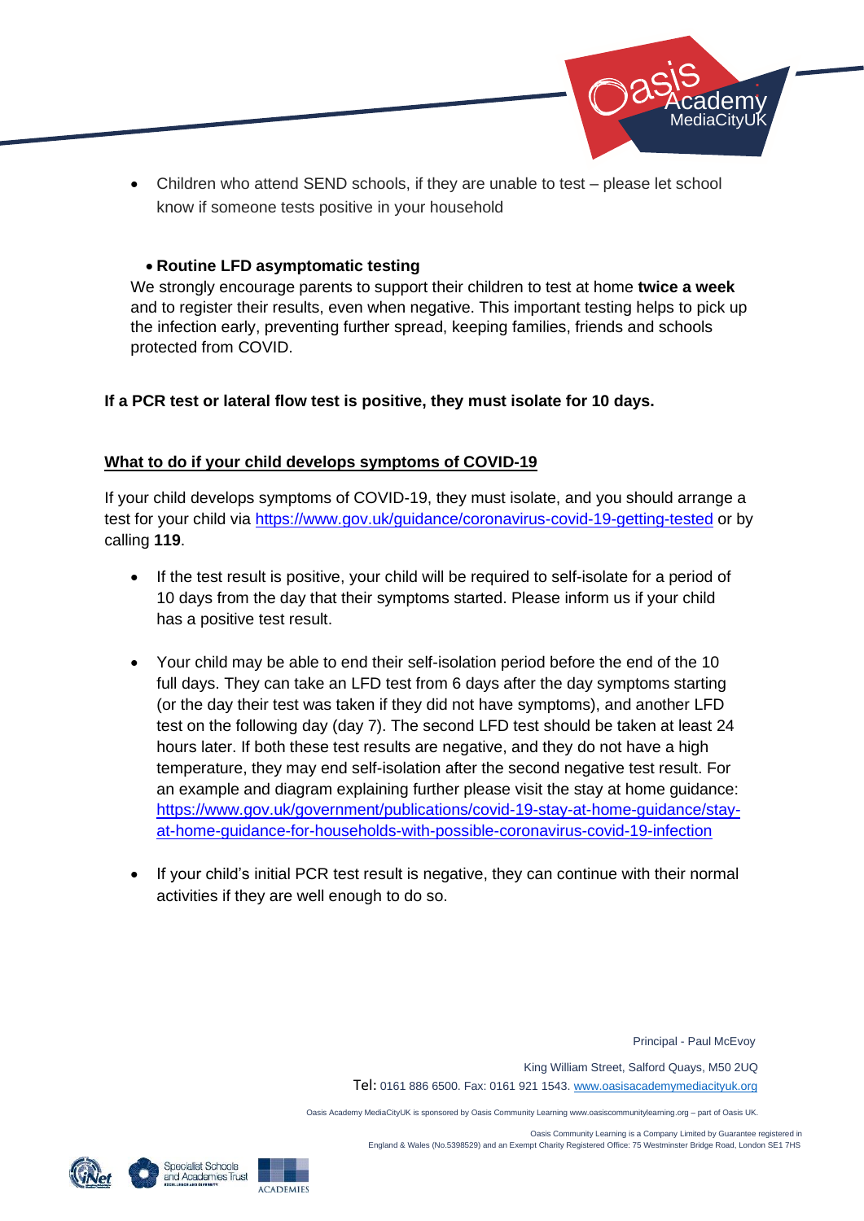- Children who attend SEND schools, if they are unable to test – please let school know if someone tests positive in your household

- **Routine LFD asymptomatic testing**

We strongly encourage parents to support their children to test at home **twice a week** and to register their results, even when negative. This important testing helps to pick up the infection early, preventing further spread, keeping families, friends and schools protected from COVID.

**If a PCR test or lateral flow test is positive, they must isolate for 10 days.**

## What to do if your child develops symptoms of COVID-19

If your child develops symptoms of COVID-19, they must isolate, and you should arrange a test for your child via [https://www.gov.uk/guidance/coronavirus-covid-19-getting-tested](https://www.gov.uk/guidance/coronavirus-covid-19-getting-tested) or by calling **119**.

- If the test result is positive, your child will be required to self-isolate for a period of 10 days from the day that their symptoms started. Please inform us if your child has a positive test result.

- Your child may be able to end their self-isolation period before the end of the 10 full days. They can take an LFD test from 6 days after the day symptoms starting (or the day their test was taken if they did not have symptoms), and another LFD test on the following day (day 7). The second LFD test should be taken at least 24 hours later. If both these test results are negative, and they do not have a high temperature, they may end self-isolation after the second negative test result. For an example and diagram explaining further please visit the stay at home guidance: [https://www.gov.uk/government/publications/covid-19-stay-at-home-guidance/stay-at-home-guidance-for-households-with-possible-coronavirus-covid-19-infection](https://www.gov.uk/government/publications/covid-19-stay-at-home-guidance/stay-at-home-guidance-for-households-with-possible-coronavirus-covid-19-infection)

- If your child's initial PCR test result is negative, they can continue with their normal activities if they are well enough to do so.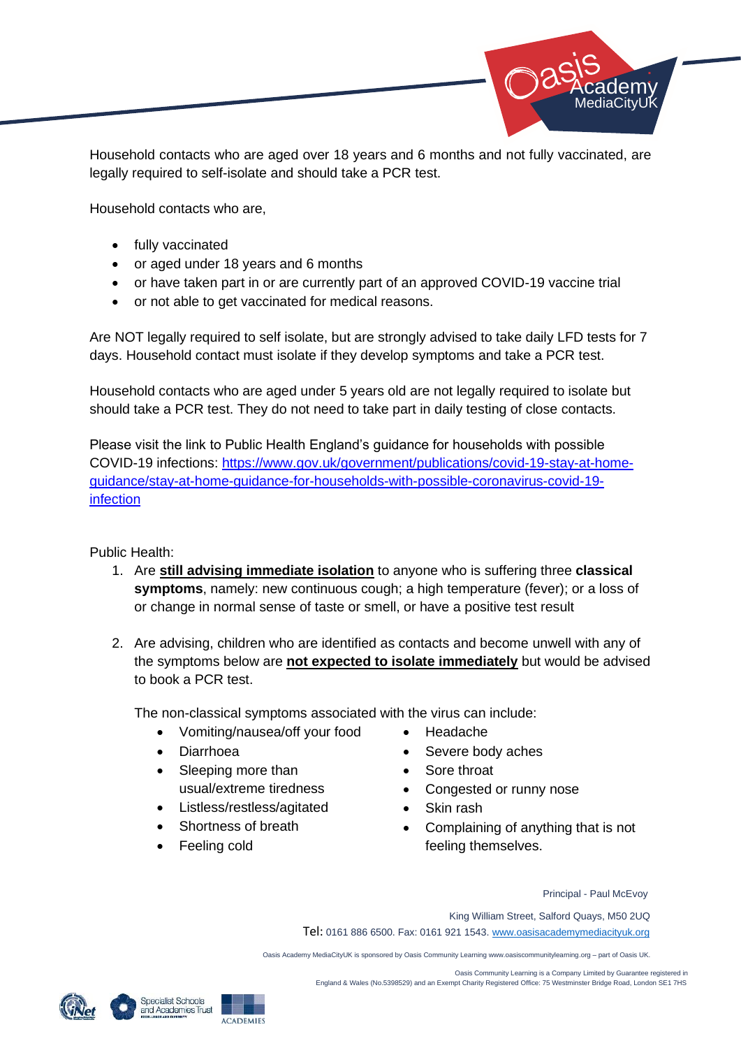Household contacts who are aged over 18 years and 6 months and not fully vaccinated, are legally required to self-isolate and should take a PCR test.

Household contacts who are,

- fully vaccinated
- or aged under 18 years and 6 months
- or have taken part in or are currently part of an approved COVID-19 vaccine trial
- or not able to get vaccinated for medical reasons.

Are NOT legally required to self isolate, but are strongly advised to take daily LFD tests for 7 days. Household contact must isolate if they develop symptoms and take a PCR test.

Household contacts who are aged under 5 years old are not legally required to isolate but should take a PCR test. They do not need to take part in daily testing of close contacts.

Please visit the link to Public Health England's guidance for households with possible COVID-19 infections: [https://www.gov.uk/government/publications/covid-19-stay-at-home-guidance/stay-at-home-guidance-for-households-with-possible-coronavirus-covid-19-infection](https://www.gov.uk/government/publications/covid-19-stay-at-home-guidance/stay-at-home-guidance-for-households-with-possible-coronavirus-covid-19-infection)

Public Health:

1. Are **still advising immediate isolation** to anyone who is suffering three **classical symptoms**, namely: new continuous cough; a high temperature (fever); or a loss of or change in normal sense of taste or smell, or have a positive test result

2. Are advising, children who are identified as contacts and become unwell with any of the symptoms below are **not expected to isolate immediately** but would be advised to book a PCR test.

   The non-classical symptoms associated with the virus can include:

   - Vomiting/nausea/off your food
   - Diarrhoea
   - Sleeping more than usual/extreme tiredness
   - Listless/restless/agitated
   - Shortness of breath
   - Feeling cold
   - Headache
   - Severe body aches
   - Sore throat
   - Congested or runny nose
   - Skin rash
   - Complaining of anything that is not feeling themselves.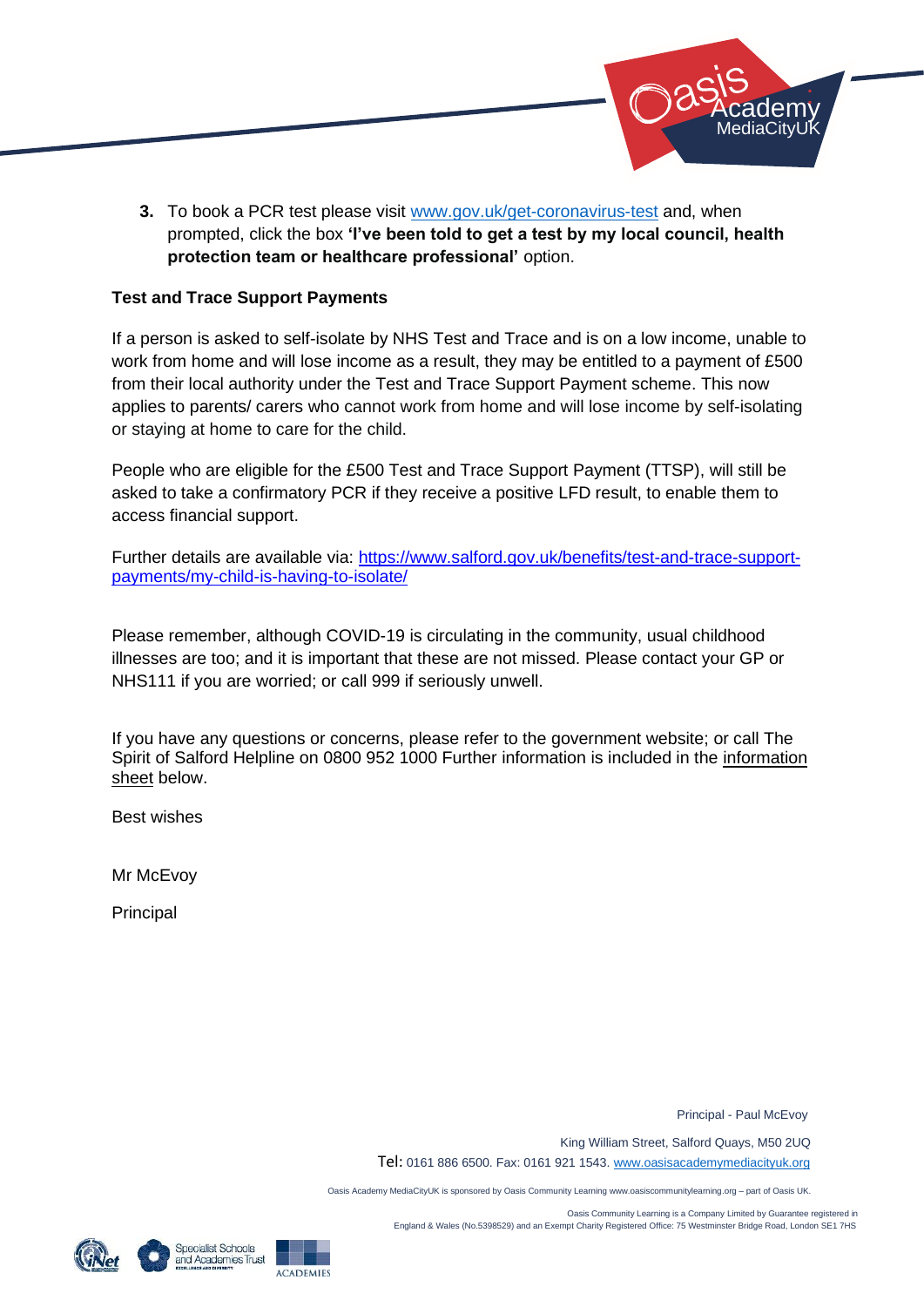3. To book a PCR test please visit [www.gov.uk/get-coronavirus-test](www.gov.uk/get-coronavirus-test) and, when prompted, click the box **'I've been told to get a test by my local council, health protection team or healthcare professional'** option.

**Test and Trace Support Payments**

If a person is asked to self-isolate by NHS Test and Trace and is on a low income, unable to work from home and will lose income as a result, they may be entitled to a payment of £500 from their local authority under the Test and Trace Support Payment scheme. This now applies to parents/ carers who cannot work from home and will lose income by self-isolating or staying at home to care for the child.

People who are eligible for the £500 Test and Trace Support Payment (TTSP), will still be asked to take a confirmatory PCR if they receive a positive LFD result, to enable them to access financial support.

Further details are available via: [https://www.salford.gov.uk/benefits/test-and-trace-support-payments/my-child-is-having-to-isolate/](https://www.salford.gov.uk/benefits/test-and-trace-support-payments/my-child-is-having-to-isolate/)

Please remember, although COVID-19 is circulating in the community, usual childhood illnesses are too; and it is important that these are not missed. Please contact your GP or NHS111 if you are worried; or call 999 if seriously unwell.

If you have any questions or concerns, please refer to the government website; or call The Spirit of Salford Helpline on 0800 952 1000 Further information is included in the information sheet below.

Best wishes

Mr McEvoy

Principal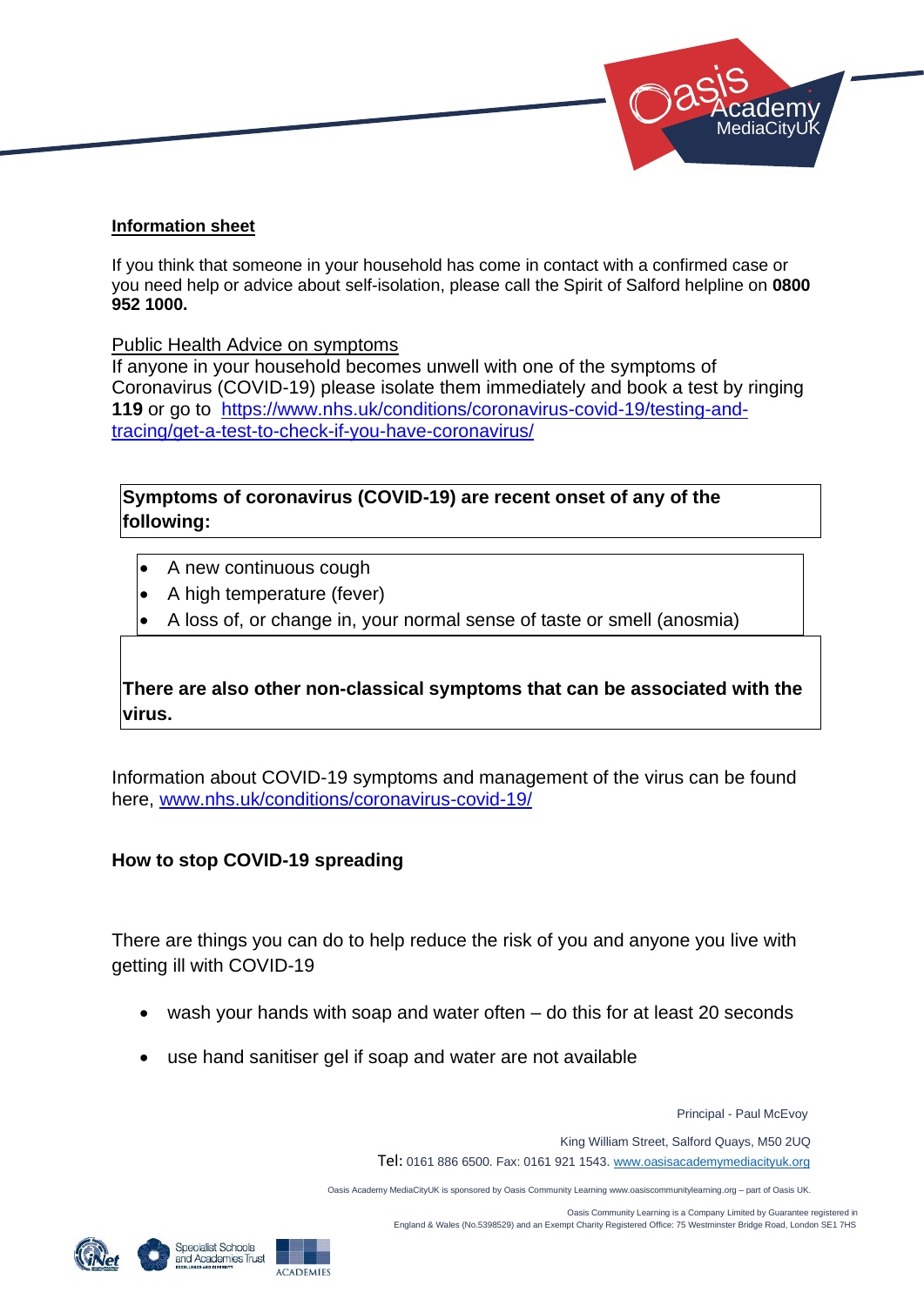**Information sheet**

If you think that someone in your household has come in contact with a confirmed case or you need help or advice about self-isolation, please call the Spirit of Salford helpline on **0800 952 1000.**

Public Health Advice on symptoms

If anyone in your household becomes unwell with one of the symptoms of Coronavirus (COVID-19) please isolate them immediately and book a test by ringing **119** or go to [https://www.nhs.uk/conditions/coronavirus-covid-19/testing-and-tracing/get-a-test-to-check-if-you-have-coronavirus/](https://www.nhs.uk/conditions/coronavirus-covid-19/testing-and-tracing/get-a-test-to-check-if-you-have-coronavirus/)

**Symptoms of coronavirus (COVID-19) are recent onset of any of the following:**

- A new continuous cough
- A high temperature (fever)
- A loss of, or change in, your normal sense of taste or smell (anosmia)

**There are also other non-classical symptoms that can be associated with the virus.**

Information about COVID-19 symptoms and management of the virus can be found here, [www.nhs.uk/conditions/coronavirus-covid-19/](http://www.nhs.uk/conditions/coronavirus-covid-19/)

**How to stop COVID-19 spreading**

There are things you can do to help reduce the risk of you and anyone you live with getting ill with COVID-19

- wash your hands with soap and water often – do this for at least 20 seconds
- use hand sanitiser gel if soap and water are not available

Principal - Paul McEvoy

King William Street, Salford Quays, M50 2UQ

Tel: 0161 886 6500. Fax: 0161 921 1543. www.oasisacademymediacityuk.org

Oasis Academy MediaCityUK is sponsored by Oasis Community Learning www.oasiscommunitylearning.org – part of Oasis UK.

Oasis Community Learning is a Company Limited by Guarantee registered in England & Wales (No.5398529) and an Exempt Charity Registered Office: 75 Westminster Bridge Road, London SE1 7HS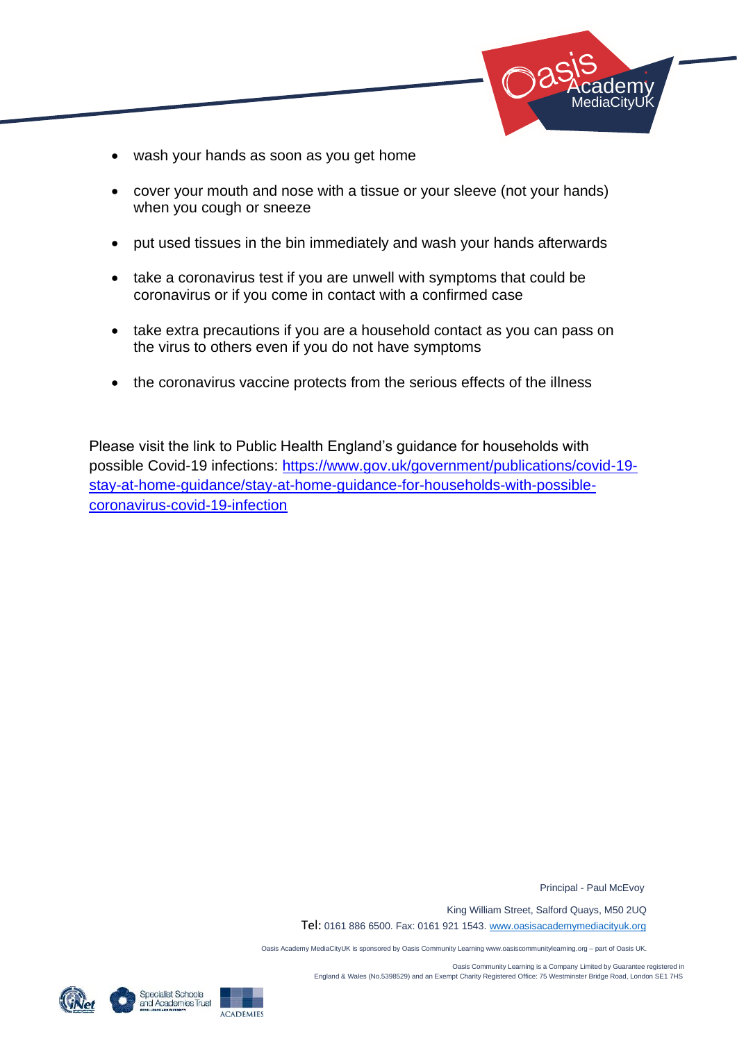- wash your hands as soon as you get home
- cover your mouth and nose with a tissue or your sleeve (not your hands) when you cough or sneeze
- put used tissues in the bin immediately and wash your hands afterwards
- take a coronavirus test if you are unwell with symptoms that could be coronavirus or if you come in contact with a confirmed case
- take extra precautions if you are a household contact as you can pass on the virus to others even if you do not have symptoms
- the coronavirus vaccine protects from the serious effects of the illness

Please visit the link to Public Health England's guidance for households with possible Covid-19 infections: [https://www.gov.uk/government/publications/covid-19-stay-at-home-guidance/stay-at-home-guidance-for-households-with-possible-coronavirus-covid-19-infection](https://www.gov.uk/government/publications/covid-19-stay-at-home-guidance/stay-at-home-guidance-for-households-with-possible-coronavirus-covid-19-infection)